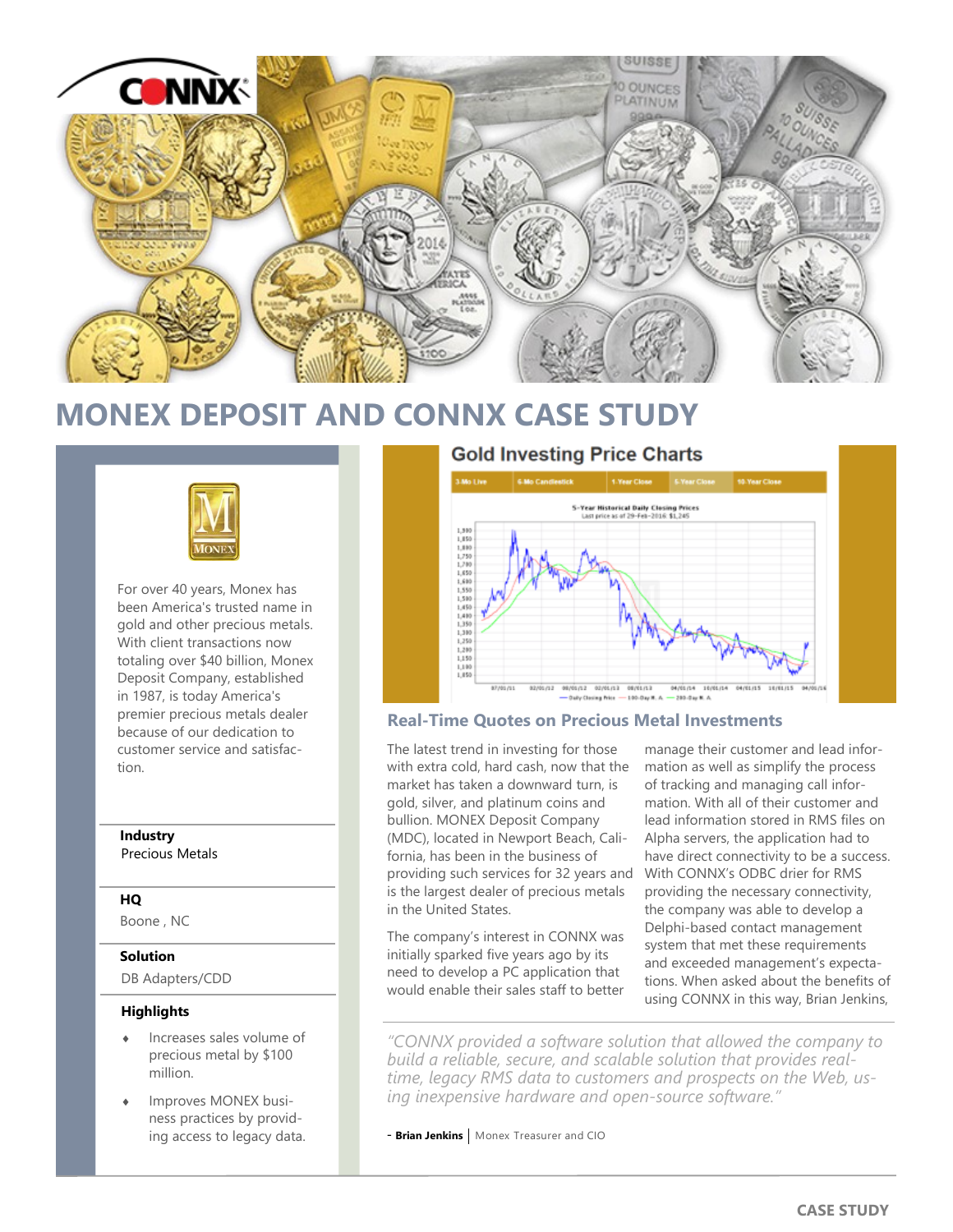# MONEX DEPOSIT AND CONNX CASE STUDY

For over 40 years, Monex has been America's trusted name in gold and other precious metals. With client transactions now totaling over $40 billion, Monex Deposit Company, established in 1987, is today America's premier precious metals dealer because of our dedication to customer service and satisfaction.

**Industry**
Precious Metals

**HQ**
Boone , NC

**Solution**
DB Adapters/CDD

**Highlights**

- Increases sales volume of precious metal by $100 million.
- Improves MONEX business practices by providing access to legacy data.

## Real-Time Quotes on Precious Metal Investments

The latest trend in investing for those with extra cold, hard cash, now that the market has taken a downward turn, is gold, silver, and platinum coins and bullion. MONEX Deposit Company (MDC), located in Newport Beach, California, has been in the business of providing such services for 32 years and is the largest dealer of precious metals in the United States.

The company's interest in CONNX was initially sparked five years ago by its need to develop a PC application that would enable their sales staff to better manage their customer and lead information as well as simplify the process of tracking and managing call information. With all of their customer and lead information stored in RMS files on Alpha servers, the application had to have direct connectivity to be a success. With CONNX's ODBC drier for RMS providing the necessary connectivity, the company was able to develop a Delphi-based contact management system that met these requirements and exceeded management's expectations. When asked about the benefits of using CONNX in this way, Brian Jenkins,

*"CONNX provided a software solution that allowed the company to build a reliable, secure, and scalable solution that provides real-time, legacy RMS data to customers and prospects on the Web, using inexpensive hardware and open-source software."*

- **Brian Jenkins** | Monex Treasurer and CIO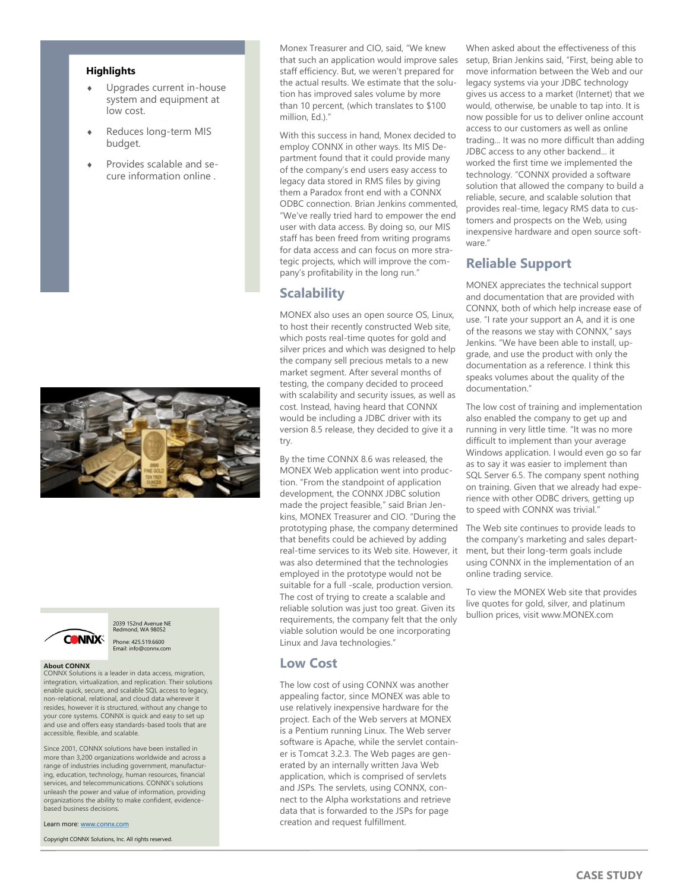### Highlights

- Upgrades current in-house system and equipment at low cost.
- Reduces long-term MIS budget.
- Provides scalable and secure information online .

Monex Treasurer and CIO, said, "We knew that such an application would improve sales staff efficiency. But, we weren't prepared for the actual results. We estimate that the solution has improved sales volume by more than 10 percent, (which translates to $100 million, Ed.)."

With this success in hand, Monex decided to employ CONNX in other ways. Its MIS Department found that it could provide many of the company's end users easy access to legacy data stored in RMS files by giving them a Paradox front end with a CONNX ODBC connection. Brian Jenkins commented, "We've really tried hard to empower the end user with data access. By doing so, our MIS staff has been freed from writing programs for data access and can focus on more strategic projects, which will improve the company's profitability in the long run."

## Scalability

MONEX also uses an open source OS, Linux, to host their recently constructed Web site, which posts real-time quotes for gold and silver prices and which was designed to help the company sell precious metals to a new market segment. After several months of testing, the company decided to proceed with scalability and security issues, as well as cost. Instead, having heard that CONNX would be including a JDBC driver with its version 8.5 release, they decided to give it a try.

By the time CONNX 8.6 was released, the MONEX Web application went into production. "From the standpoint of application development, the CONNX JDBC solution made the project feasible," said Brian Jenkins, MONEX Treasurer and CIO. "During the prototyping phase, the company determined that benefits could be achieved by adding real-time services to its Web site. However, it was also determined that the technologies employed in the prototype would not be suitable for a full -scale, production version. The cost of trying to create a scalable and reliable solution was just too great. Given its requirements, the company felt that the only viable solution would be one incorporating Linux and Java technologies."

## Low Cost

The low cost of using CONNX was another appealing factor, since MONEX was able to use relatively inexpensive hardware for the project. Each of the Web servers at MONEX is a Pentium running Linux. The Web server software is Apache, while the servlet container is Tomcat 3.2.3. The Web pages are generated by an internally written Java Web application, which is comprised of servlets and JSPs. The servlets, using CONNX, connect to the Alpha workstations and retrieve data that is forwarded to the JSPs for page creation and request fulfillment.

When asked about the effectiveness of this setup, Brian Jenkins said, "First, being able to move information between the Web and our legacy systems via your JDBC technology gives us access to a market (Internet) that we would, otherwise, be unable to tap into. It is now possible for us to deliver online account access to our customers as well as online trading... It was no more difficult than adding JDBC access to any other backend... it worked the first time we implemented the technology. "CONNX provided a software solution that allowed the company to build a reliable, secure, and scalable solution that provides real-time, legacy RMS data to customers and prospects on the Web, using inexpensive hardware and open source software."

## Reliable Support

MONEX appreciates the technical support and documentation that are provided with CONNX, both of which help increase ease of use. "I rate your support an A, and it is one of the reasons we stay with CONNX," says Jenkins. "We have been able to install, upgrade, and use the product with only the documentation as a reference. I think this speaks volumes about the quality of the documentation."

The low cost of training and implementation also enabled the company to get up and running in very little time. "It was no more difficult to implement than your average Windows application. I would even go so far as to say it was easier to implement than SQL Server 6.5. The company spent nothing on training. Given that we already had experience with other ODBC drivers, getting up to speed with CONNX was trivial."

The Web site continues to provide leads to the company's marketing and sales department, but their long-term goals include using CONNX in the implementation of an online trading service.

To view the MONEX Web site that provides live quotes for gold, silver, and platinum bullion prices, visit www.MONEX.com

CONNX

2039 152nd Avenue NE
Redmond, WA 98052

Phone: 425.519.6600
Email: info@connx.com

**About CONNX**
CONNX Solutions is a leader in data access, migration, integration, virtualization, and replication. Their solutions enable quick, secure, and scalable SQL access to legacy, non-relational, relational, and cloud data wherever it resides, however it is structured, without any change to your core systems. CONNX is quick and easy to set up and use and offers easy standards-based tools that are accessible, flexible, and scalable.

Since 2001, CONNX solutions have been installed in more than 3,200 organizations worldwide and across a range of industries including government, manufacturing, education, technology, human resources, financial services, and telecommunications. CONNX's solutions unleash the power and value of information, providing organizations the ability to make confident, evidence-based business decisions.

Learn more: www.connx.com

Copyright CONNX Solutions, Inc. All rights reserved.

CASE STUDY